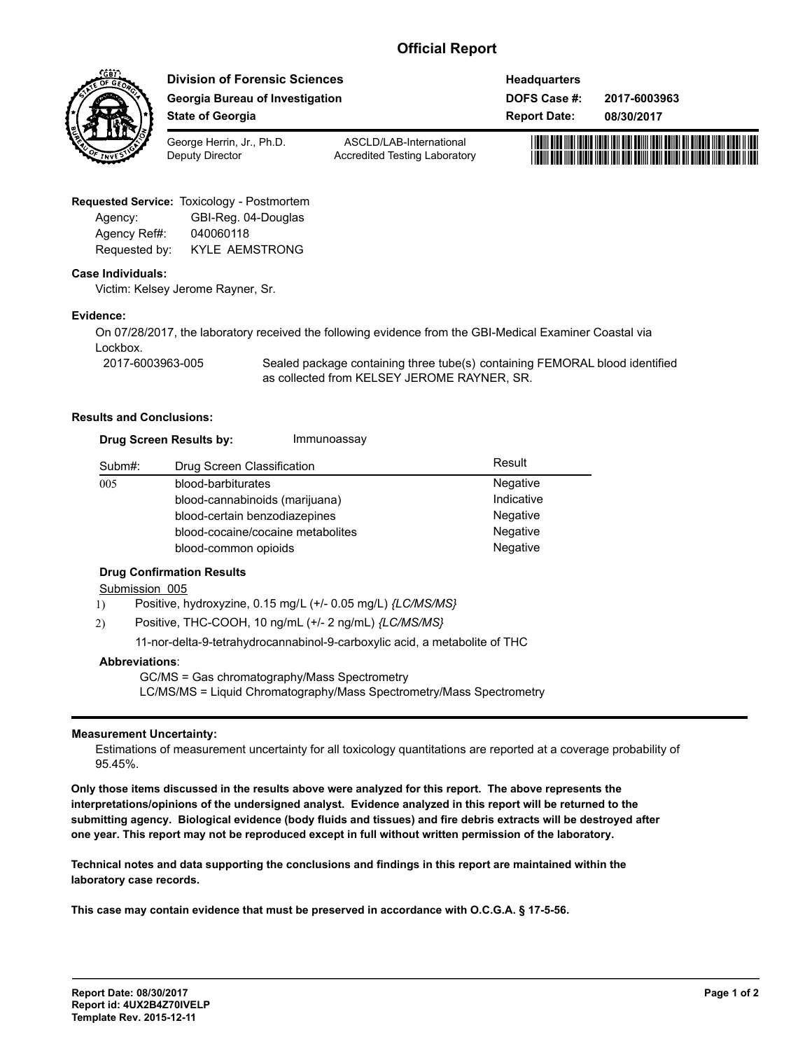# Official Report

**Division of Forensic Sciences**
**Georgia Bureau of Investigation**
**State of Georgia**

George Herrin, Jr., Ph.D.
Deputy Director

ASCLD/LAB-International
Accredited Testing Laboratory

**Headquarters**
**DOFS Case #:** **2017-6003963**
**Report Date:** **08/30/2017**

**Requested Service:** Toxicology - Postmortem

Agency: GBI-Reg. 04-Douglas
Agency Ref#: 040060118
Requested by: KYLE AEMSTRONG

**Case Individuals:**

Victim: Kelsey Jerome Rayner, Sr.

**Evidence:**

On 07/28/2017, the laboratory received the following evidence from the GBI-Medical Examiner Coastal via Lockbox.

2017-6003963-005 Sealed package containing three tube(s) containing FEMORAL blood identified as collected from KELSEY JEROME RAYNER, SR.

**Results and Conclusions:**

**Drug Screen Results by:** Immunoassay

| Subm#: | Drug Screen Classification | Result |
|---|---|---|
| 005 | blood-barbiturates | Negative |
| | blood-cannabinoids (marijuana) | Indicative |
| | blood-certain benzodiazepines | Negative |
| | blood-cocaine/cocaine metabolites | Negative |
| | blood-common opioids | Negative |

**Drug Confirmation Results**

Submission 005

1) Positive, hydroxyzine, 0.15 mg/L (+/- 0.05 mg/L) *{LC/MS/MS}*
2) Positive, THC-COOH, 10 ng/mL (+/- 2 ng/mL) *{LC/MS/MS}*

   11-nor-delta-9-tetrahydrocannabinol-9-carboxylic acid, a metabolite of THC

**Abbreviations**:

GC/MS = Gas chromatography/Mass Spectrometry
LC/MS/MS = Liquid Chromatography/Mass Spectrometry/Mass Spectrometry

**Measurement Uncertainty:**

Estimations of measurement uncertainty for all toxicology quantitations are reported at a coverage probability of 95.45%.

**Only those items discussed in the results above were analyzed for this report. The above represents the interpretations/opinions of the undersigned analyst. Evidence analyzed in this report will be returned to the submitting agency. Biological evidence (body fluids and tissues) and fire debris extracts will be destroyed after one year. This report may not be reproduced except in full without written permission of the laboratory.**

**Technical notes and data supporting the conclusions and findings in this report are maintained within the laboratory case records.**

**This case may contain evidence that must be preserved in accordance with O.C.G.A. § 17-5-56.**

**Report Date: 08/30/2017**
**Report id: 4UX2B4Z70IVELP**
**Template Rev. 2015-12-11**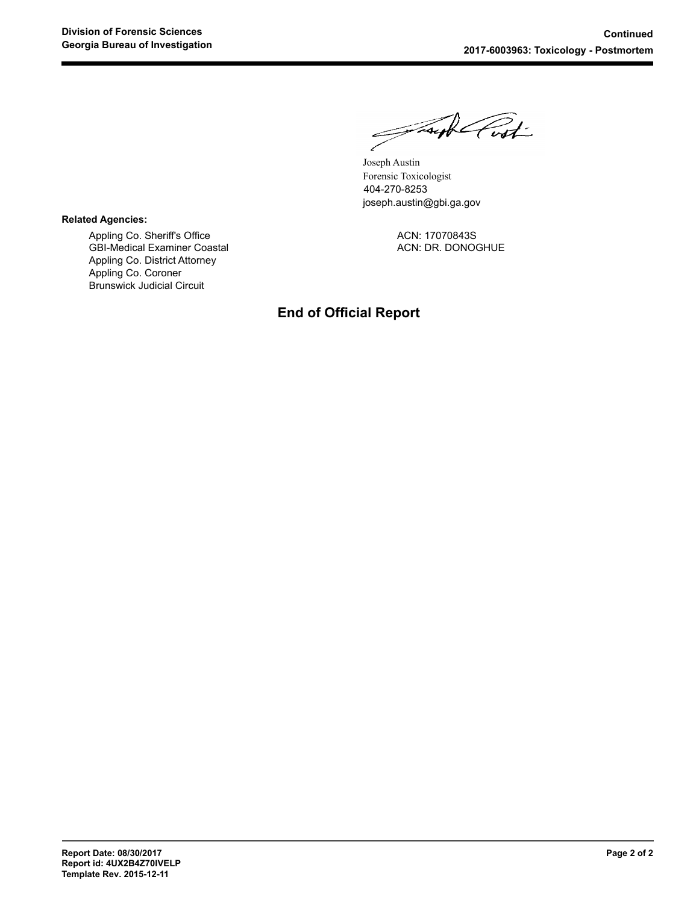Joseph Austin
Forensic Toxicologist
404-270-8253
joseph.austin@gbi.ga.gov

**Related Agencies:**

| | |
|---|---|
| Appling Co. Sheriff's Office | ACN: 17070843S |
| GBI-Medical Examiner Coastal | ACN: DR. DONOGHUE |
| Appling Co. District Attorney | |
| Appling Co. Coroner | |
| Brunswick Judicial Circuit | |

## End of Official Report

**Report Date: 08/30/2017**
**Report id: 4UX2B4Z70IVELP**
**Template Rev. 2015-12-11**